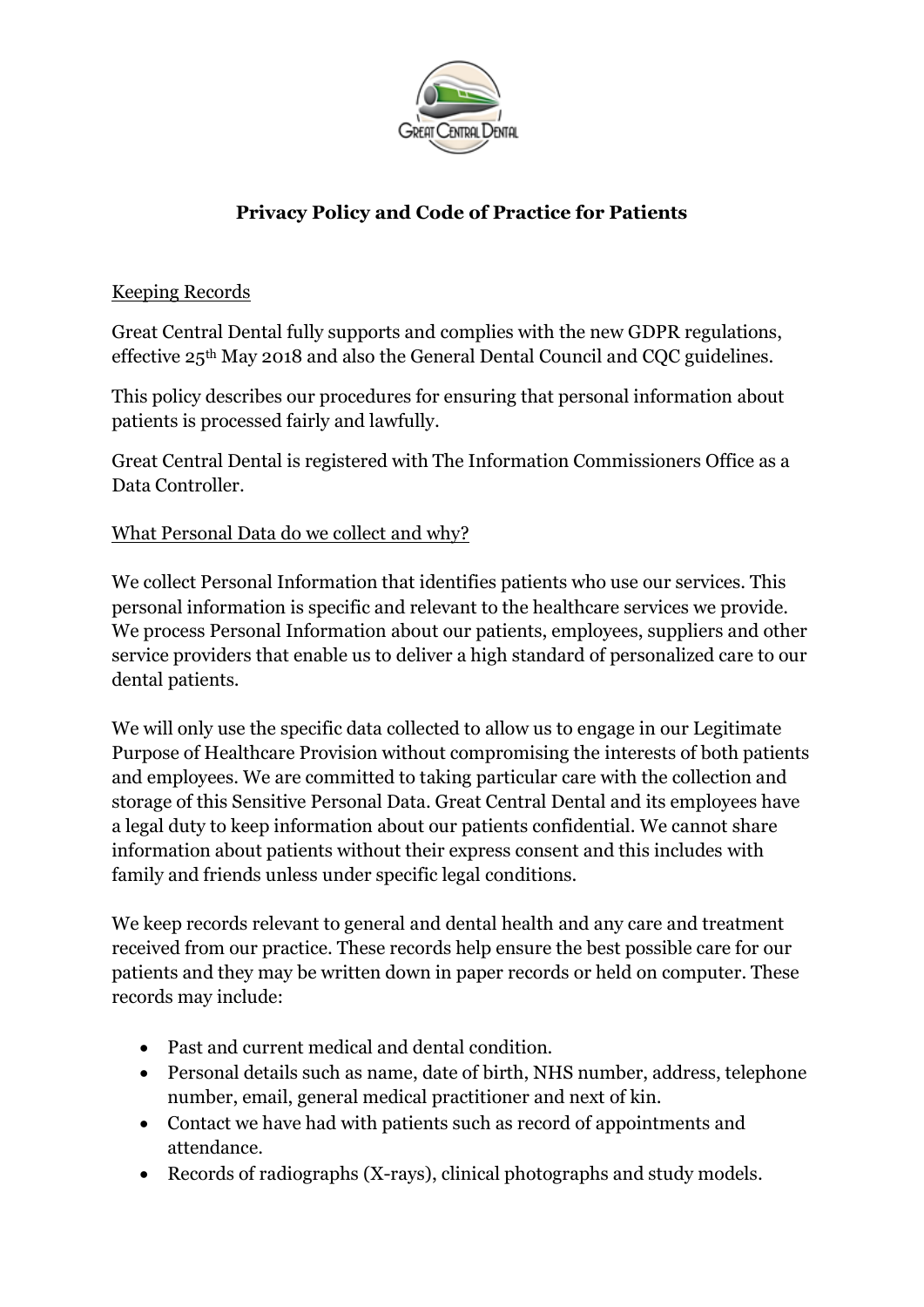# Privacy Policy and Code of Practice for Patients

## Keeping Records

Great Central Dental fully supports and complies with the new GDPR regulations, effective 25th May 2018 and also the General Dental Council and CQC guidelines.

This policy describes our procedures for ensuring that personal information about patients is processed fairly and lawfully.

Great Central Dental is registered with The Information Commissioners Office as a Data Controller.

## What Personal Data do we collect and why?

We collect Personal Information that identifies patients who use our services. This personal information is specific and relevant to the healthcare services we provide. We process Personal Information about our patients, employees, suppliers and other service providers that enable us to deliver a high standard of personalized care to our dental patients.

We will only use the specific data collected to allow us to engage in our Legitimate Purpose of Healthcare Provision without compromising the interests of both patients and employees. We are committed to taking particular care with the collection and storage of this Sensitive Personal Data. Great Central Dental and its employees have a legal duty to keep information about our patients confidential. We cannot share information about patients without their express consent and this includes with family and friends unless under specific legal conditions.

We keep records relevant to general and dental health and any care and treatment received from our practice. These records help ensure the best possible care for our patients and they may be written down in paper records or held on computer. These records may include:

- Past and current medical and dental condition.
- Personal details such as name, date of birth, NHS number, address, telephone number, email, general medical practitioner and next of kin.
- Contact we have had with patients such as record of appointments and attendance.
- Records of radiographs (X-rays), clinical photographs and study models.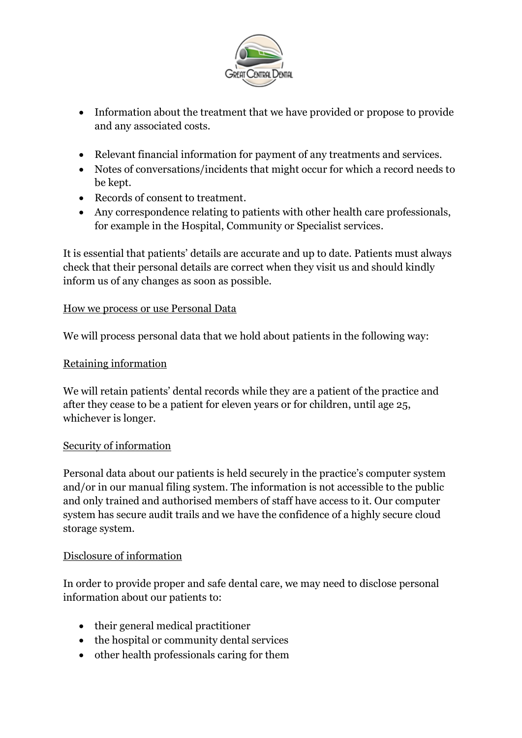- Information about the treatment that we have provided or propose to provide and any associated costs.

- Relevant financial information for payment of any treatments and services.
- Notes of conversations/incidents that might occur for which a record needs to be kept.
- Records of consent to treatment.
- Any correspondence relating to patients with other health care professionals, for example in the Hospital, Community or Specialist services.

It is essential that patients' details are accurate and up to date. Patients must always check that their personal details are correct when they visit us and should kindly inform us of any changes as soon as possible.

<u>How we process or use Personal Data</u>

We will process personal data that we hold about patients in the following way:

<u>Retaining information</u>

We will retain patients' dental records while they are a patient of the practice and after they cease to be a patient for eleven years or for children, until age 25, whichever is longer.

<u>Security of information</u>

Personal data about our patients is held securely in the practice's computer system and/or in our manual filing system. The information is not accessible to the public and only trained and authorised members of staff have access to it. Our computer system has secure audit trails and we have the confidence of a highly secure cloud storage system.

<u>Disclosure of information</u>

In order to provide proper and safe dental care, we may need to disclose personal information about our patients to:

- their general medical practitioner
- the hospital or community dental services
- other health professionals caring for them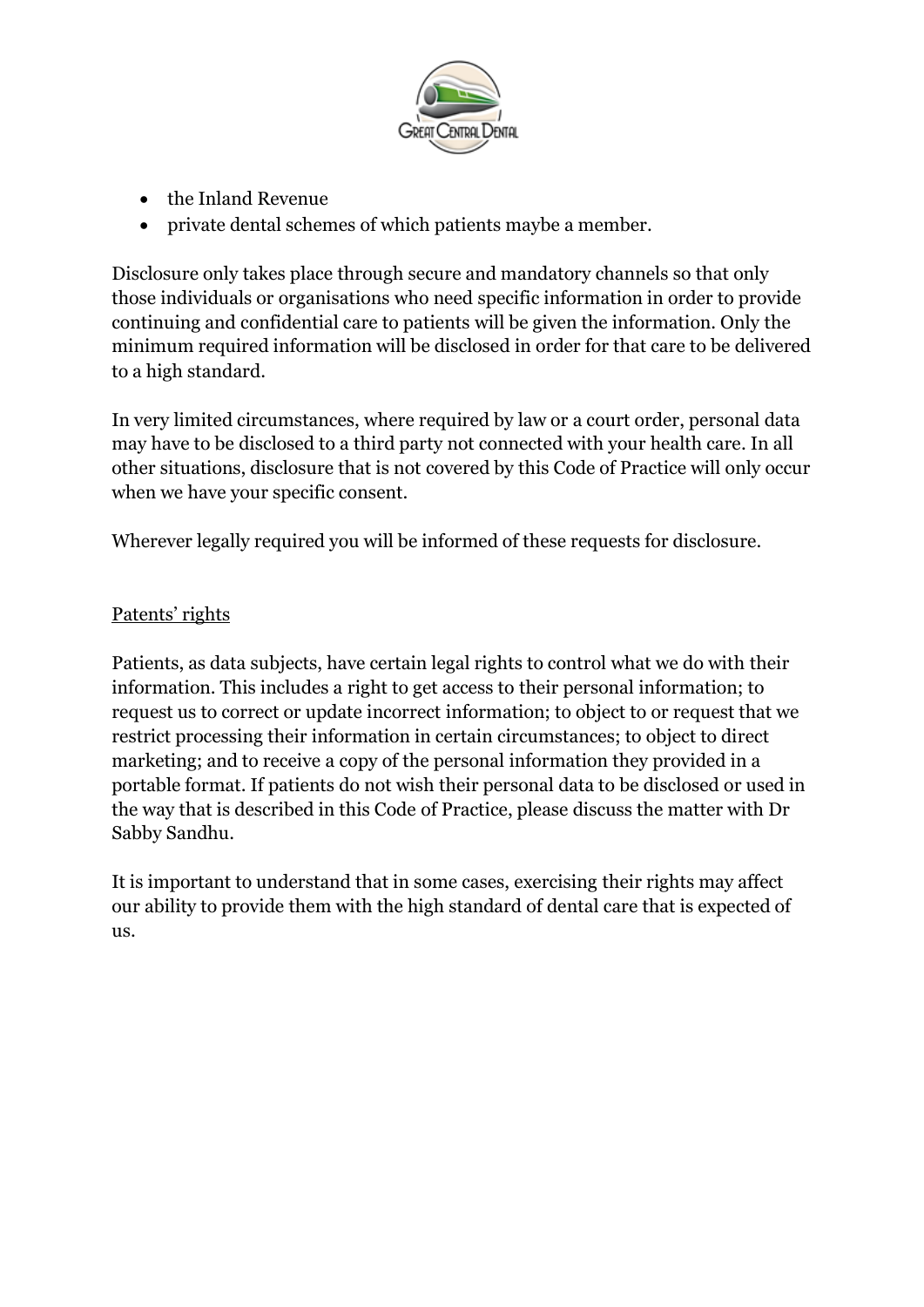- the Inland Revenue
- private dental schemes of which patients maybe a member.

Disclosure only takes place through secure and mandatory channels so that only those individuals or organisations who need specific information in order to provide continuing and confidential care to patients will be given the information. Only the minimum required information will be disclosed in order for that care to be delivered to a high standard.

In very limited circumstances, where required by law or a court order, personal data may have to be disclosed to a third party not connected with your health care. In all other situations, disclosure that is not covered by this Code of Practice will only occur when we have your specific consent.

Wherever legally required you will be informed of these requests for disclosure.

<u>Patents' rights</u>

Patients, as data subjects, have certain legal rights to control what we do with their information. This includes a right to get access to their personal information; to request us to correct or update incorrect information; to object to or request that we restrict processing their information in certain circumstances; to object to direct marketing; and to receive a copy of the personal information they provided in a portable format. If patients do not wish their personal data to be disclosed or used in the way that is described in this Code of Practice, please discuss the matter with Dr Sabby Sandhu.

It is important to understand that in some cases, exercising their rights may affect our ability to provide them with the high standard of dental care that is expected of us.